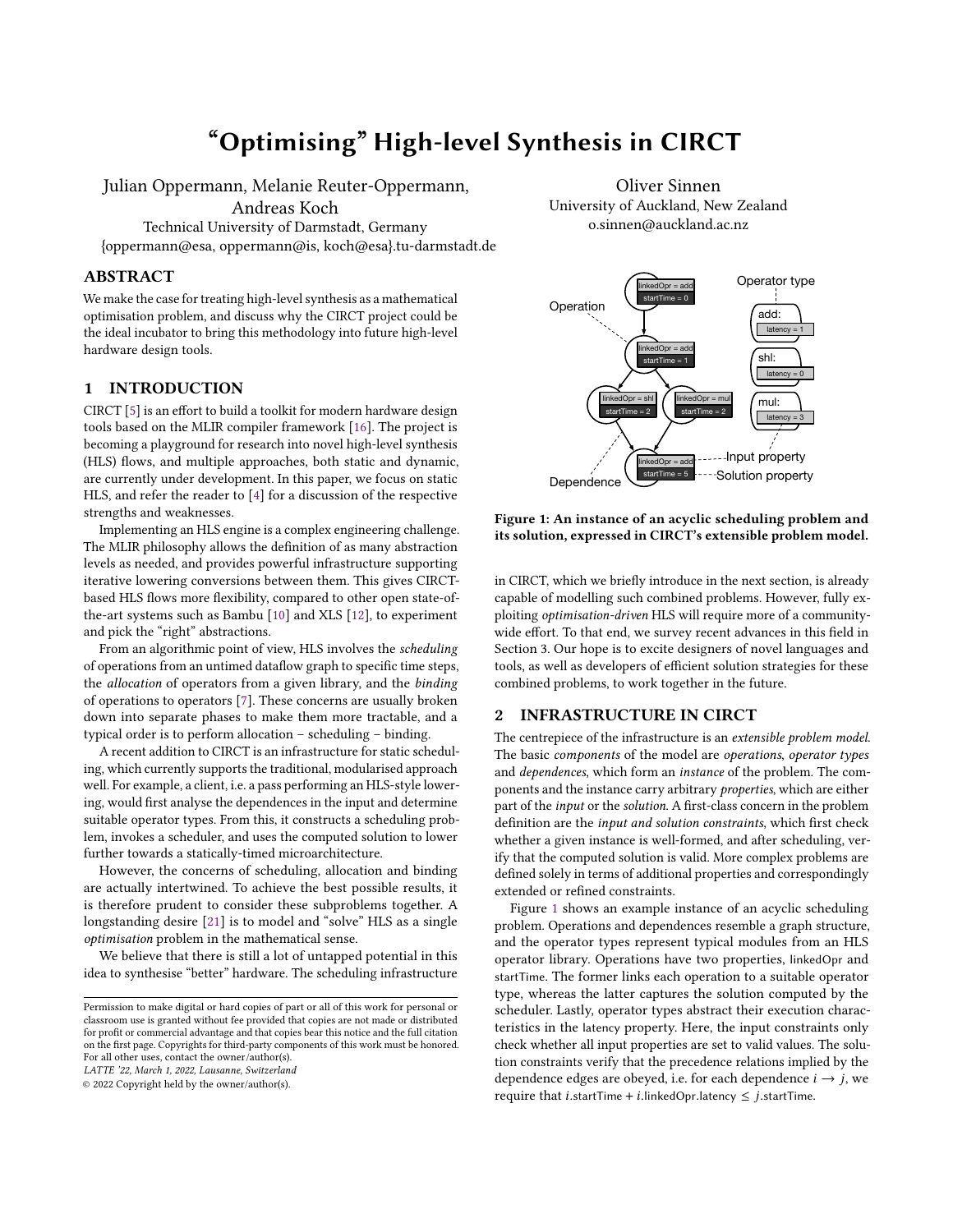# "Optimising" High-level Synthesis in CIRCT

Julian Oppermann, Melanie Reuter-Oppermann, Andreas Koch
Technical University of Darmstadt, Germany
{oppermann@esa, oppermann@is, koch@esa}.tu-darmstadt.de

Oliver Sinnen
University of Auckland, New Zealand
o.sinnen@auckland.ac.nz

## ABSTRACT

We make the case for treating high-level synthesis as a mathematical optimisation problem, and discuss why the CIRCT project could be the ideal incubator to bring this methodology into future high-level hardware design tools.

## 1 INTRODUCTION

CIRCT [5] is an effort to build a toolkit for modern hardware design tools based on the MLIR compiler framework [16]. The project is becoming a playground for research into novel high-level synthesis (HLS) flows, and multiple approaches, both static and dynamic, are currently under development. In this paper, we focus on static HLS, and refer the reader to [4] for a discussion of the respective strengths and weaknesses.

Implementing an HLS engine is a complex engineering challenge. The MLIR philosophy allows the definition of as many abstraction levels as needed, and provides powerful infrastructure supporting iterative lowering conversions between them. This gives CIRCT-based HLS flows more flexibility, compared to other open state-of-the-art systems such as Bambu [10] and XLS [12], to experiment and pick the "right" abstractions.

From an algorithmic point of view, HLS involves the *scheduling* of operations from an untimed dataflow graph to specific time steps, the *allocation* of operators from a given library, and the *binding* of operations to operators [7]. These concerns are usually broken down into separate phases to make them more tractable, and a typical order is to perform allocation – scheduling – binding.

A recent addition to CIRCT is an infrastructure for static scheduling, which currently supports the traditional, modularised approach well. For example, a client, i.e. a pass performing an HLS-style lowering, would first analyse the dependences in the input and determine suitable operator types. From this, it constructs a scheduling problem, invokes a scheduler, and uses the computed solution to lower further towards a statically-timed microarchitecture.

However, the concerns of scheduling, allocation and binding are actually intertwined. To achieve the best possible results, it is therefore prudent to consider these subproblems together. A longstanding desire [21] is to model and "solve" HLS as a single *optimisation* problem in the mathematical sense.

We believe that there is still a lot of untapped potential in this idea to synthesise "better" hardware. The scheduling infrastructure in CIRCT, which we briefly introduce in the next section, is already capable of modelling such combined problems. However, fully exploiting *optimisation-driven* HLS will require more of a community-wide effort. To that end, we survey recent advances in this field in Section 3. Our hope is to excite designers of novel languages and tools, as well as developers of efficient solution strategies for these combined problems, to work together in the future.

Permission to make digital or hard copies of part or all of this work for personal or classroom use is granted without fee provided that copies are not made or distributed for profit or commercial advantage and that copies bear this notice and the full citation on the first page. Copyrights for third-party components of this work must be honored. For all other uses, contact the owner/author(s).
LATTE '22, March 1, 2022, Lausanne, Switzerland
© 2022 Copyright held by the owner/author(s).

**Figure 1: An instance of an acyclic scheduling problem and its solution, expressed in CIRCT's extensible problem model.**

## 2 INFRASTRUCTURE IN CIRCT

The centrepiece of the infrastructure is an *extensible problem model*. The basic *components* of the model are *operations*, *operator types* and *dependences*, which form an *instance* of the problem. The components and the instance carry arbitrary *properties*, which are either part of the *input* or the *solution*. A first-class concern in the problem definition are the *input and solution constraints*, which first check whether a given instance is well-formed, and after scheduling, verify that the computed solution is valid. More complex problems are defined solely in terms of additional properties and correspondingly extended or refined constraints.

Figure 1 shows an example instance of an acyclic scheduling problem. Operations and dependences resemble a graph structure, and the operator types represent typical modules from an HLS operator library. Operations have two properties, linkedOpr and startTime. The former links each operation to a suitable operator type, whereas the latter captures the solution computed by the scheduler. Lastly, operator types abstract their execution characteristics in the latency property. Here, the input constraints only check whether all input properties are set to valid values. The solution constraints verify that the precedence relations implied by the dependence edges are obeyed, i.e. for each dependence $i \longrightarrow j$, we require that $i$.startTime + $i$.linkedOpr.latency $\leq$ $j$.startTime.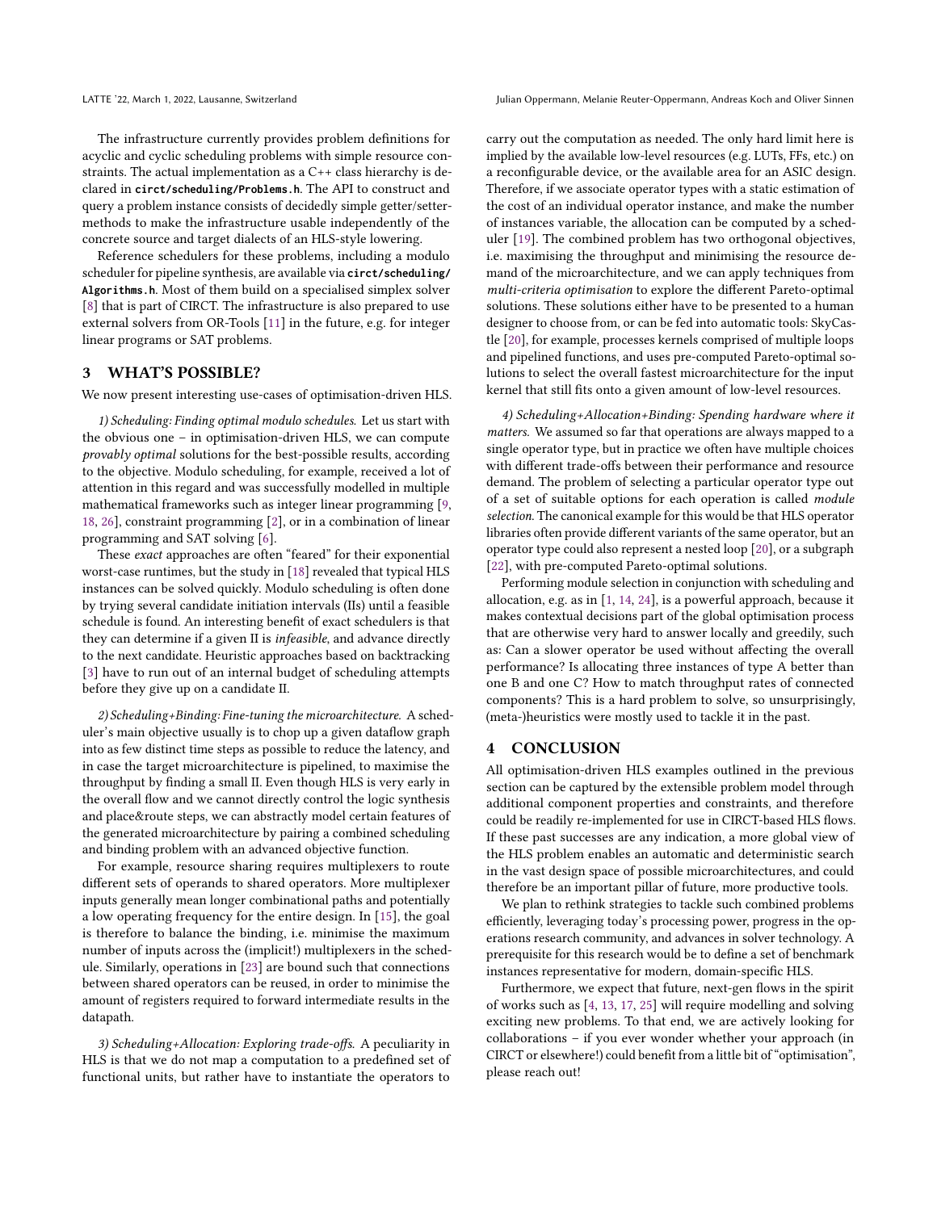The infrastructure currently provides problem definitions for acyclic and cyclic scheduling problems with simple resource constraints. The actual implementation as a C++ class hierarchy is declared in **circt/scheduling/Problems.h**. The API to construct and query a problem instance consists of decidedly simple getter/setter-methods to make the infrastructure usable independently of the concrete source and target dialects of an HLS-style lowering.

Reference schedulers for these problems, including a modulo scheduler for pipeline synthesis, are available via **circt/scheduling/Algorithms.h**. Most of them build on a specialised simplex solver [8] that is part of CIRCT. The infrastructure is also prepared to use external solvers from OR-Tools [11] in the future, e.g. for integer linear programs or SAT problems.

## 3 WHAT'S POSSIBLE?

We now present interesting use-cases of optimisation-driven HLS.

*1) Scheduling: Finding optimal modulo schedules.* Let us start with the obvious one – in optimisation-driven HLS, we can compute *provably optimal* solutions for the best-possible results, according to the objective. Modulo scheduling, for example, received a lot of attention in this regard and was successfully modelled in multiple mathematical frameworks such as integer linear programming [9, 18, 26], constraint programming [2], or in a combination of linear programming and SAT solving [6].

These *exact* approaches are often "feared" for their exponential worst-case runtimes, but the study in [18] revealed that typical HLS instances can be solved quickly. Modulo scheduling is often done by trying several candidate initiation intervals (IIs) until a feasible schedule is found. An interesting benefit of exact schedulers is that they can determine if a given II is *infeasible*, and advance directly to the next candidate. Heuristic approaches based on backtracking [3] have to run out of an internal budget of scheduling attempts before they give up on a candidate II.

*2) Scheduling+Binding: Fine-tuning the microarchitecture.* A scheduler's main objective usually is to chop up a given dataflow graph into as few distinct time steps as possible to reduce the latency, and in case the target microarchitecture is pipelined, to maximise the throughput by finding a small II. Even though HLS is very early in the overall flow and we cannot directly control the logic synthesis and place&route steps, we can abstractly model certain features of the generated microarchitecture by pairing a combined scheduling and binding problem with an advanced objective function.

For example, resource sharing requires multiplexers to route different sets of operands to shared operators. More multiplexer inputs generally mean longer combinational paths and potentially a low operating frequency for the entire design. In [15], the goal is therefore to balance the binding, i.e. minimise the maximum number of inputs across the (implicit!) multiplexers in the schedule. Similarly, operations in [23] are bound such that connections between shared operators can be reused, in order to minimise the amount of registers required to forward intermediate results in the datapath.

*3) Scheduling+Allocation: Exploring trade-offs.* A peculiarity in HLS is that we do not map a computation to a predefined set of functional units, but rather have to instantiate the operators to carry out the computation as needed. The only hard limit here is implied by the available low-level resources (e.g. LUTs, FFs, etc.) on a reconfigurable device, or the available area for an ASIC design. Therefore, if we associate operator types with a static estimation of the cost of an individual operator instance, and make the number of instances variable, the allocation can be computed by a scheduler [19]. The combined problem has two orthogonal objectives, i.e. maximising the throughput and minimising the resource demand of the microarchitecture, and we can apply techniques from *multi-criteria optimisation* to explore the different Pareto-optimal solutions. These solutions either have to be presented to a human designer to choose from, or can be fed into automatic tools: SkyCastle [20], for example, processes kernels comprised of multiple loops and pipelined functions, and uses pre-computed Pareto-optimal solutions to select the overall fastest microarchitecture for the input kernel that still fits onto a given amount of low-level resources.

*4) Scheduling+Allocation+Binding: Spending hardware where it matters.* We assumed so far that operations are always mapped to a single operator type, but in practice we often have multiple choices with different trade-offs between their performance and resource demand. The problem of selecting a particular operator type out of a set of suitable options for each operation is called *module selection*. The canonical example for this would be that HLS operator libraries often provide different variants of the same operator, but an operator type could also represent a nested loop [20], or a subgraph [22], with pre-computed Pareto-optimal solutions.

Performing module selection in conjunction with scheduling and allocation, e.g. as in [1, 14, 24], is a powerful approach, because it makes contextual decisions part of the global optimisation process that are otherwise very hard to answer locally and greedily, such as: Can a slower operator be used without affecting the overall performance? Is allocating three instances of type A better than one B and one C? How to match throughput rates of connected components? This is a hard problem to solve, so unsurprisingly, (meta-)heuristics were mostly used to tackle it in the past.

## 4 CONCLUSION

All optimisation-driven HLS examples outlined in the previous section can be captured by the extensible problem model through additional component properties and constraints, and therefore could be readily re-implemented for use in CIRCT-based HLS flows. If these past successes are any indication, a more global view of the HLS problem enables an automatic and deterministic search in the vast design space of possible microarchitectures, and could therefore be an important pillar of future, more productive tools.

We plan to rethink strategies to tackle such combined problems efficiently, leveraging today's processing power, progress in the operations research community, and advances in solver technology. A prerequisite for this research would be to define a set of benchmark instances representative for modern, domain-specific HLS.

Furthermore, we expect that future, next-gen flows in the spirit of works such as [4, 13, 17, 25] will require modelling and solving exciting new problems. To that end, we are actively looking for collaborations – if you ever wonder whether your approach (in CIRCT or elsewhere!) could benefit from a little bit of "optimisation", please reach out!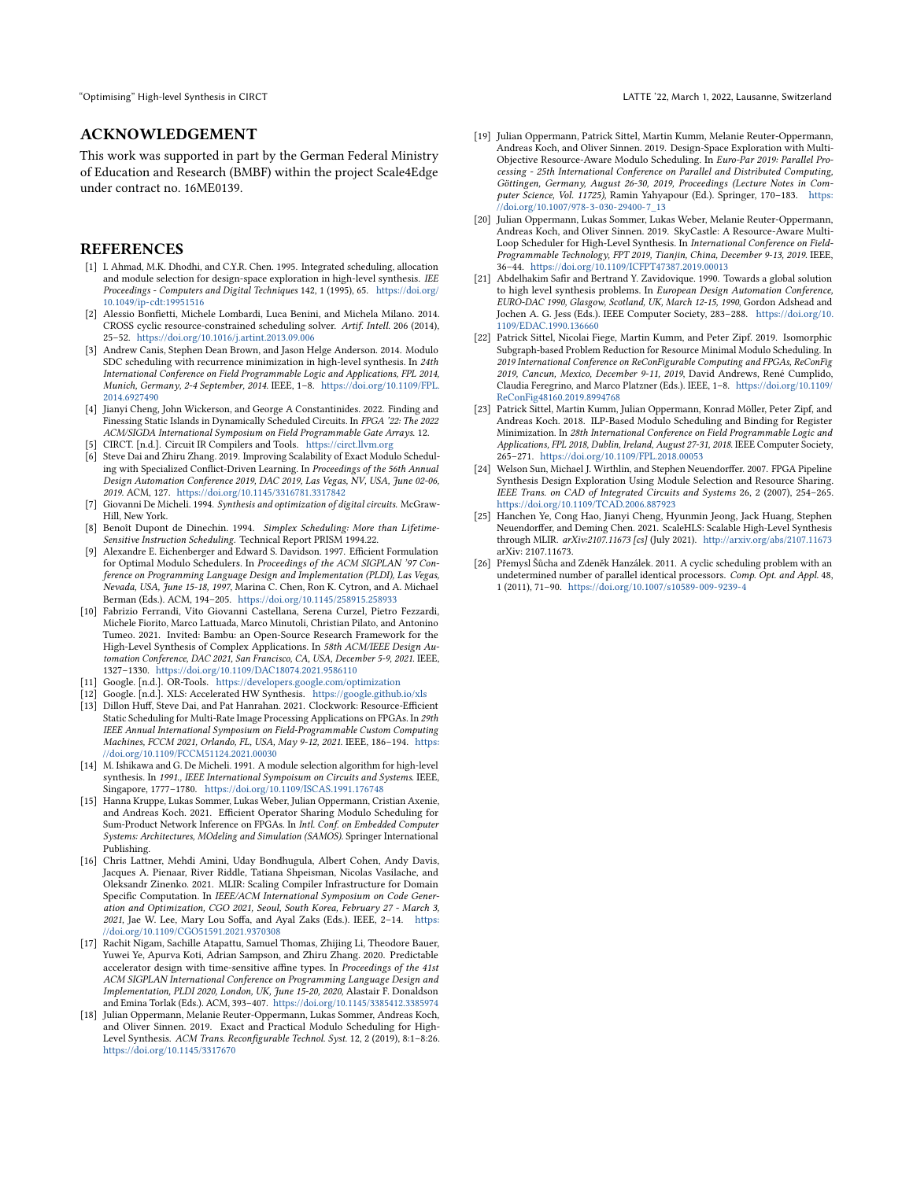## ACKNOWLEDGEMENT

This work was supported in part by the German Federal Ministry of Education and Research (BMBF) within the project Scale4Edge under contract no. 16ME0139.

## REFERENCES

[1] I. Ahmad, M.K. Dhodhi, and C.Y.R. Chen. 1995. Integrated scheduling, allocation and module selection for design-space exploration in high-level synthesis. *IEE Proceedings - Computers and Digital Techniques* 142, 1 (1995), 65. https://doi.org/10.1049/ip-cdt:19951516

[2] Alessio Bonfietti, Michele Lombardi, Luca Benini, and Michela Milano. 2014. CROSS cyclic resource-constrained scheduling solver. *Artif. Intell.* 206 (2014), 25–52. https://doi.org/10.1016/j.artint.2013.09.006

[3] Andrew Canis, Stephen Dean Brown, and Jason Helge Anderson. 2014. Modulo SDC scheduling with recurrence minimization in high-level synthesis. In *24th International Conference on Field Programmable Logic and Applications, FPL 2014, Munich, Germany, 2-4 September, 2014*. IEEE, 1–8. https://doi.org/10.1109/FPL.2014.6927490

[4] Jianyi Cheng, John Wickerson, and George A Constantinides. 2022. Finding and Finessing Static Islands in Dynamically Scheduled Circuits. In *FPGA '22: The 2022 ACM/SIGDA International Symposium on Field Programmable Gate Arrays*. 12.

[5] CIRCT. [n.d.]. Circuit IR Compilers and Tools. https://circt.llvm.org

[6] Steve Dai and Zhiru Zhang. 2019. Improving Scalability of Exact Modulo Scheduling with Specialized Conflict-Driven Learning. In *Proceedings of the 56th Annual Design Automation Conference 2019, DAC 2019, Las Vegas, NV, USA, June 02-06, 2019*. ACM, 127. https://doi.org/10.1145/3316781.3317842

[7] Giovanni De Micheli. 1994. *Synthesis and optimization of digital circuits.* McGraw-Hill, New York.

[8] Benoît Dupont de Dinechin. 1994. *Simplex Scheduling: More than Lifetime-Sensitive Instruction Scheduling.* Technical Report PRISM 1994.22.

[9] Alexandre E. Eichenberger and Edward S. Davidson. 1997. Efficient Formulation for Optimal Modulo Schedulers. In *Proceedings of the ACM SIGPLAN '97 Conference on Programming Language Design and Implementation (PLDI), Las Vegas, Nevada, USA, June 15-18, 1997*, Marina C. Chen, Ron K. Cytron, and A. Michael Berman (Eds.). ACM, 194–205. https://doi.org/10.1145/258915.258933

[10] Fabrizio Ferrandi, Vito Giovanni Castellana, Serena Curzel, Pietro Fezzardi, Michele Fiorito, Marco Lattuada, Marco Minutoli, Christian Pilato, and Antonino Tumeo. 2021. Invited: Bambu: an Open-Source Research Framework for the High-Level Synthesis of Complex Applications. In *58th ACM/IEEE Design Automation Conference, DAC 2021, San Francisco, CA, USA, December 5-9, 2021*. IEEE, 1327–1330. https://doi.org/10.1109/DAC18074.2021.9586110

[11] Google. [n.d.]. OR-Tools. https://developers.google.com/optimization

[12] Google. [n.d.]. XLS: Accelerated HW Synthesis. https://google.github.io/xls

[13] Dillon Huff, Steve Dai, and Pat Hanrahan. 2021. Clockwork: Resource-Efficient Static Scheduling for Multi-Rate Image Processing Applications on FPGAs. In *29th IEEE Annual International Symposium on Field-Programmable Custom Computing Machines, FCCM 2021, Orlando, FL, USA, May 9-12, 2021*. IEEE, 186–194. https://doi.org/10.1109/FCCM51124.2021.00030

[14] M. Ishikawa and G. De Micheli. 1991. A module selection algorithm for high-level synthesis. In *1991., IEEE International Sympoisum on Circuits and Systems*. IEEE, Singapore, 1777–1780. https://doi.org/10.1109/ISCAS.1991.176748

[15] Hanna Kruppe, Lukas Sommer, Lukas Weber, Julian Oppermann, Cristian Axenie, and Andreas Koch. 2021. Efficient Operator Sharing Modulo Scheduling for Sum-Product Network Inference on FPGAs. In *Intl. Conf. on Embedded Computer Systems: Architectures, MOdeling and Simulation (SAMOS)*. Springer International Publishing.

[16] Chris Lattner, Mehdi Amini, Uday Bondhugula, Albert Cohen, Andy Davis, Jacques A. Pienaar, River Riddle, Tatiana Shpeisman, Nicolas Vasilache, and Oleksandr Zinenko. 2021. MLIR: Scaling Compiler Infrastructure for Domain Specific Computation. In *IEEE/ACM International Symposium on Code Generation and Optimization, CGO 2021, Seoul, South Korea, February 27 - March 3, 2021*, Jae W. Lee, Mary Lou Soffa, and Ayal Zaks (Eds.). IEEE, 2–14. https://doi.org/10.1109/CGO51591.2021.9370308

[17] Rachit Nigam, Sachille Atapattu, Samuel Thomas, Zhijing Li, Theodore Bauer, Yuwei Ye, Apurva Koti, Adrian Sampson, and Zhiru Zhang. 2020. Predictable accelerator design with time-sensitive affine types. In *Proceedings of the 41st ACM SIGPLAN International Conference on Programming Language Design and Implementation, PLDI 2020, London, UK, June 15-20, 2020*, Alastair F. Donaldson and Emina Torlak (Eds.). ACM, 393–407. https://doi.org/10.1145/3385412.3385974

[18] Julian Oppermann, Melanie Reuter-Oppermann, Lukas Sommer, Andreas Koch, and Oliver Sinnen. 2019. Exact and Practical Modulo Scheduling for High-Level Synthesis. *ACM Trans. Reconfigurable Technol. Syst.* 12, 2 (2019), 8:1–8:26. https://doi.org/10.1145/3317670

[19] Julian Oppermann, Patrick Sittel, Martin Kumm, Melanie Reuter-Oppermann, Andreas Koch, and Oliver Sinnen. 2019. Design-Space Exploration with Multi-Objective Resource-Aware Modulo Scheduling. In *Euro-Par 2019: Parallel Processing - 25th International Conference on Parallel and Distributed Computing, Göttingen, Germany, August 26-30, 2019, Proceedings (Lecture Notes in Computer Science, Vol. 11725)*, Ramin Yahyapour (Ed.). Springer, 170–183. https://doi.org/10.1007/978-3-030-29400-7_13

[20] Julian Oppermann, Lukas Sommer, Lukas Weber, Melanie Reuter-Oppermann, Andreas Koch, and Oliver Sinnen. 2019. SkyCastle: A Resource-Aware Multi-Loop Scheduler for High-Level Synthesis. In *International Conference on Field-Programmable Technology, FPT 2019, Tianjin, China, December 9-13, 2019*. IEEE, 36–44. https://doi.org/10.1109/ICFPT47387.2019.00013

[21] Abdelhakim Safir and Bertrand Y. Zavidovique. 1990. Towards a global solution to high level synthesis problems. In *European Design Automation Conference, EURO-DAC 1990, Glasgow, Scotland, UK, March 12-15, 1990*, Gordon Adshead and Jochen A. G. Jess (Eds.). IEEE Computer Society, 283–288. https://doi.org/10.1109/EDAC.1990.136660

[22] Patrick Sittel, Nicolai Fiege, Martin Kumm, and Peter Zipf. 2019. Isomorphic Subgraph-based Problem Reduction for Resource Minimal Modulo Scheduling. In *2019 International Conference on ReConFigurable Computing and FPGAs, ReConFig 2019, Cancun, Mexico, December 9-11, 2019*, David Andrews, René Cumplido, Claudia Feregrino, and Marco Platzner (Eds.). IEEE, 1–8. https://doi.org/10.1109/ReConFig48160.2019.8994768

[23] Patrick Sittel, Martin Kumm, Julian Oppermann, Konrad Möller, Peter Zipf, and Andreas Koch. 2018. ILP-Based Modulo Scheduling and Binding for Register Minimization. In *28th International Conference on Field Programmable Logic and Applications, FPL 2018, Dublin, Ireland, August 27-31, 2018*. IEEE Computer Society, 265–271. https://doi.org/10.1109/FPL.2018.00053

[24] Welson Sun, Michael J. Wirthlin, and Stephen Neuendorffer. 2007. FPGA Pipeline Synthesis Design Exploration Using Module Selection and Resource Sharing. *IEEE Trans. on CAD of Integrated Circuits and Systems* 26, 2 (2007), 254–265. https://doi.org/10.1109/TCAD.2006.887923

[25] Hanchen Ye, Cong Hao, Jianyi Cheng, Hyunmin Jeong, Jack Huang, Stephen Neuendorffer, and Deming Chen. 2021. ScaleHLS: Scalable High-Level Synthesis through MLIR. *arXiv:2107.11673 [cs]* (July 2021). http://arxiv.org/abs/2107.11673 arXiv: 2107.11673.

[26] Přemysl Šůcha and Zdeněk Hanzálek. 2011. A cyclic scheduling problem with an undetermined number of parallel identical processors. *Comp. Opt. and Appl.* 48, 1 (2011), 71–90. https://doi.org/10.1007/s10589-009-9239-4